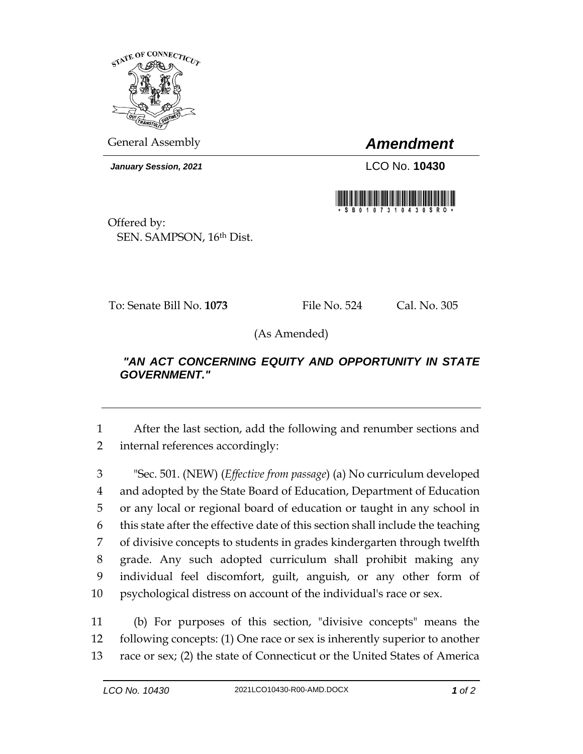General Assembly

# *Amendment*

***January Session, 2021***

LCO No. **10430**

\* S B 0 1 0 7 3 1 0 4 3 0 S R O \*

Offered by:
SEN. SAMPSON, 16th Dist.

To: Senate Bill No. **1073** File No. 524 Cal. No. 305

(As Amended)

***"AN ACT CONCERNING EQUITY AND OPPORTUNITY IN STATE GOVERNMENT."***

1 After the last section, add the following and renumber sections and
2 internal references accordingly:

3 "Sec. 501. (NEW) (*Effective from passage*) (a) No curriculum developed
4 and adopted by the State Board of Education, Department of Education
5 or any local or regional board of education or taught in any school in
6 this state after the effective date of this section shall include the teaching
7 of divisive concepts to students in grades kindergarten through twelfth
8 grade. Any such adopted curriculum shall prohibit making any
9 individual feel discomfort, guilt, anguish, or any other form of
10 psychological distress on account of the individual's race or sex.

11 (b) For purposes of this section, "divisive concepts" means the
12 following concepts: (1) One race or sex is inherently superior to another
13 race or sex; (2) the state of Connecticut or the United States of America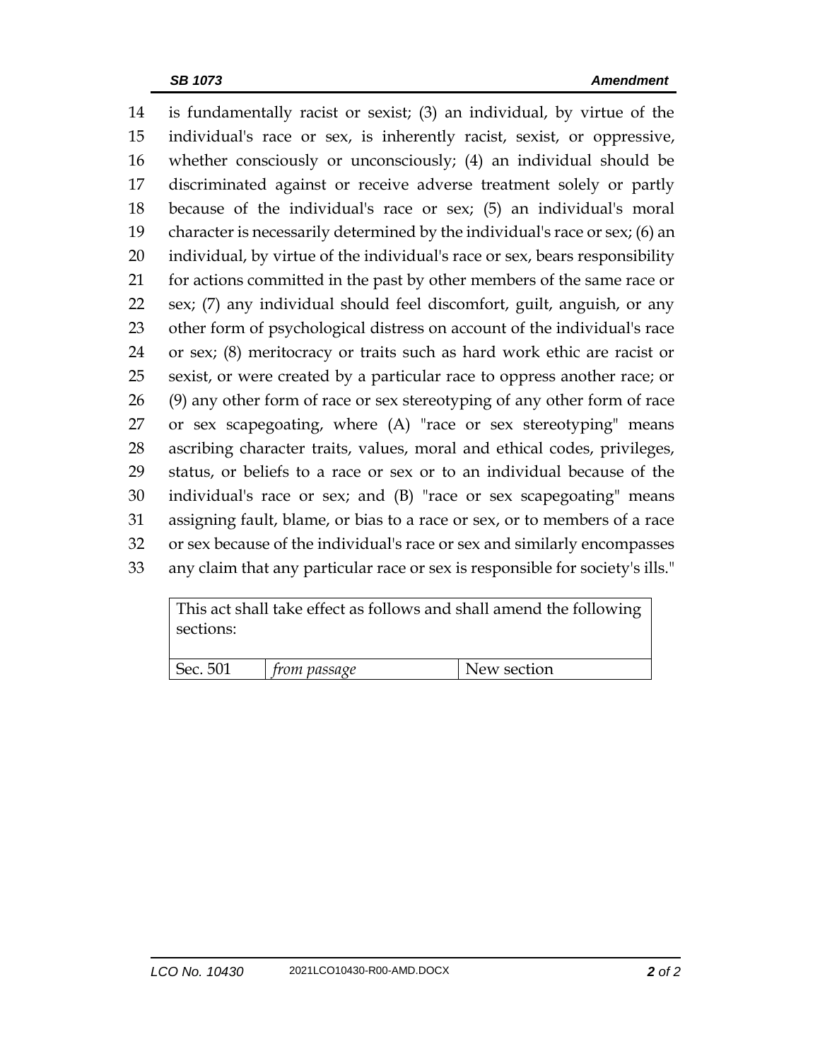14 is fundamentally racist or sexist; (3) an individual, by virtue of the
15 individual's race or sex, is inherently racist, sexist, or oppressive,
16 whether consciously or unconsciously; (4) an individual should be
17 discriminated against or receive adverse treatment solely or partly
18 because of the individual's race or sex; (5) an individual's moral
19 character is necessarily determined by the individual's race or sex; (6) an
20 individual, by virtue of the individual's race or sex, bears responsibility
21 for actions committed in the past by other members of the same race or
22 sex; (7) any individual should feel discomfort, guilt, anguish, or any
23 other form of psychological distress on account of the individual's race
24 or sex; (8) meritocracy or traits such as hard work ethic are racist or
25 sexist, or were created by a particular race to oppress another race; or
26 (9) any other form of race or sex stereotyping of any other form of race
27 or sex scapegoating, where (A) "race or sex stereotyping" means
28 ascribing character traits, values, moral and ethical codes, privileges,
29 status, or beliefs to a race or sex or to an individual because of the
30 individual's race or sex; and (B) "race or sex scapegoating" means
31 assigning fault, blame, or bias to a race or sex, or to members of a race
32 or sex because of the individual's race or sex and similarly encompasses
33 any claim that any particular race or sex is responsible for society's ills."

| This act shall take effect as follows and shall amend the following sections: | | |
|---|---|---|
| Sec. 501 | *from passage* | New section |